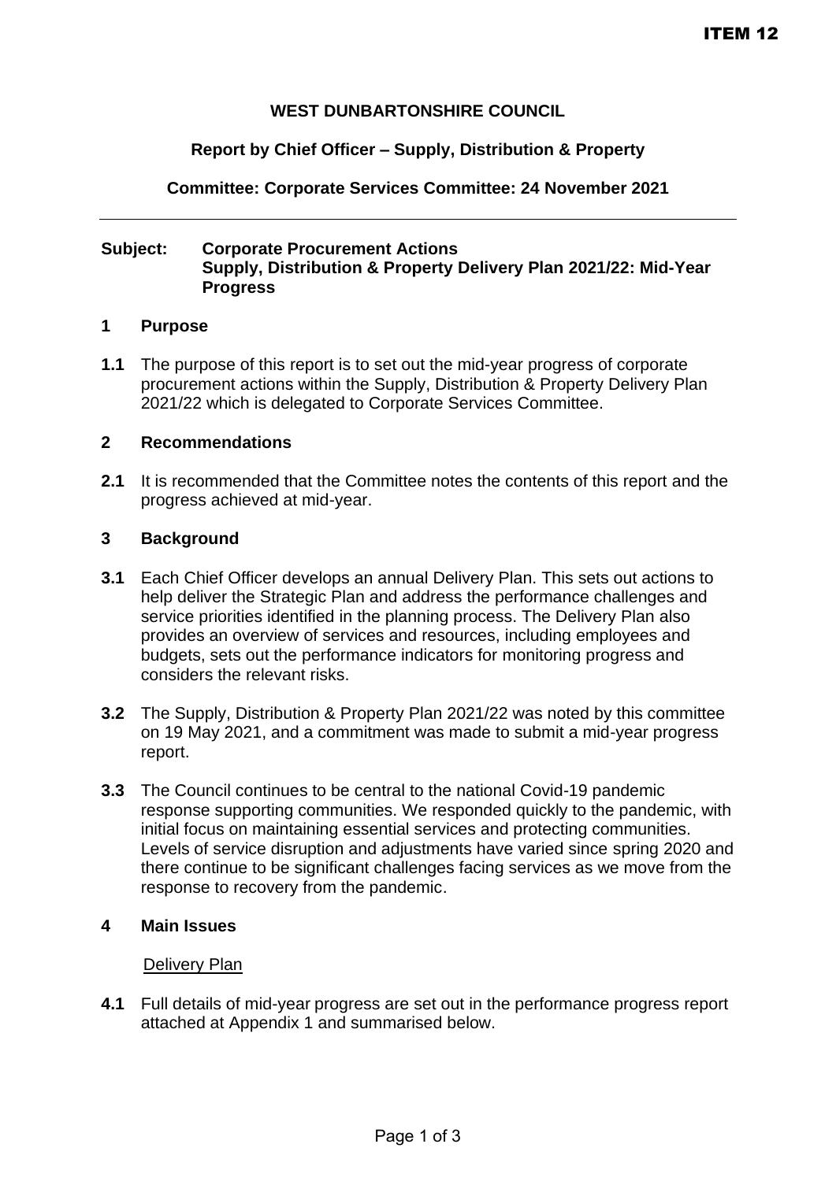ITEM 12

**WEST DUNBARTONSHIRE COUNCIL**

**Report by Chief Officer – Supply, Distribution & Property**

**Committee: Corporate Services Committee: 24 November 2021**

---

**Subject: Corporate Procurement Actions**
**Supply, Distribution & Property Delivery Plan 2021/22: Mid-Year Progress**

## 1 Purpose

**1.1** The purpose of this report is to set out the mid-year progress of corporate procurement actions within the Supply, Distribution & Property Delivery Plan 2021/22 which is delegated to Corporate Services Committee.

## 2 Recommendations

**2.1** It is recommended that the Committee notes the contents of this report and the progress achieved at mid-year.

## 3 Background

**3.1** Each Chief Officer develops an annual Delivery Plan. This sets out actions to help deliver the Strategic Plan and address the performance challenges and service priorities identified in the planning process. The Delivery Plan also provides an overview of services and resources, including employees and budgets, sets out the performance indicators for monitoring progress and considers the relevant risks.

**3.2** The Supply, Distribution & Property Plan 2021/22 was noted by this committee on 19 May 2021, and a commitment was made to submit a mid-year progress report.

**3.3** The Council continues to be central to the national Covid-19 pandemic response supporting communities. We responded quickly to the pandemic, with initial focus on maintaining essential services and protecting communities. Levels of service disruption and adjustments have varied since spring 2020 and there continue to be significant challenges facing services as we move from the response to recovery from the pandemic.

## 4 Main Issues

Delivery Plan

**4.1** Full details of mid-year progress are set out in the performance progress report attached at Appendix 1 and summarised below.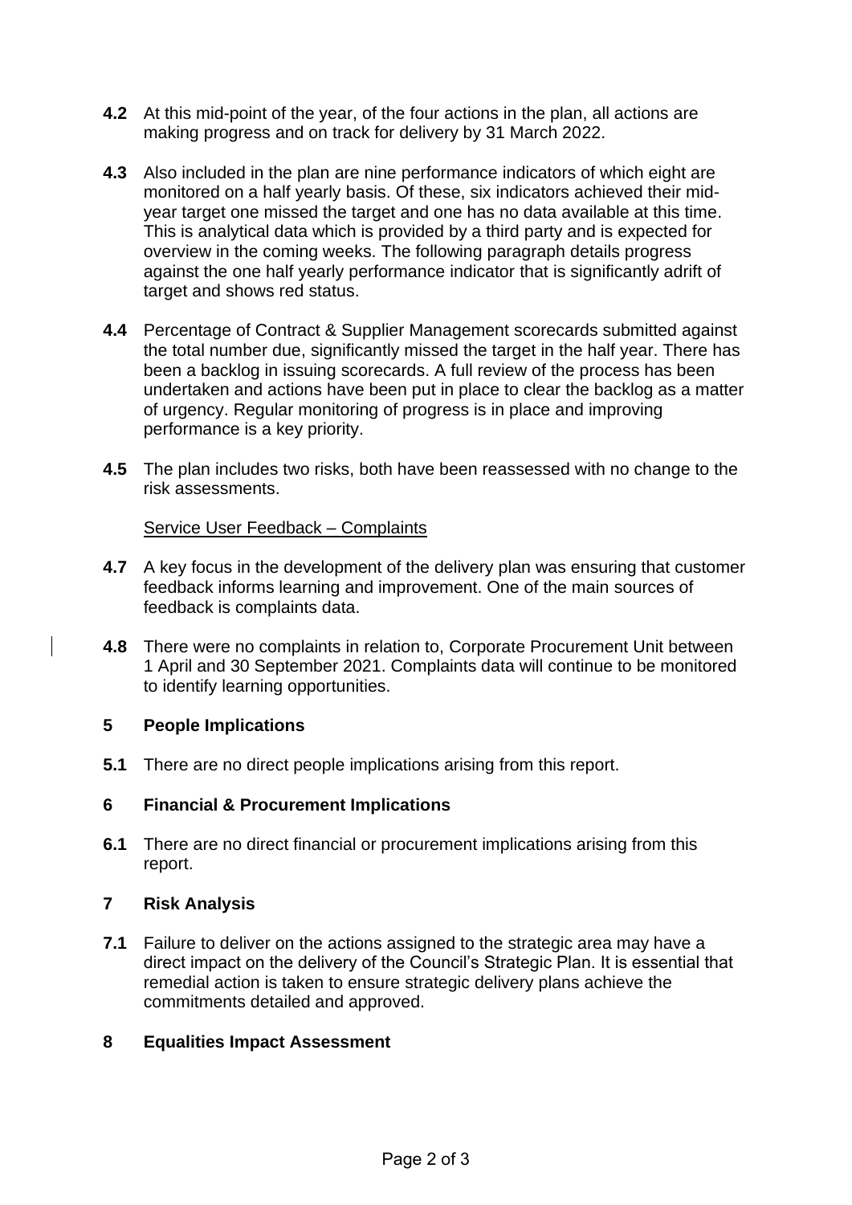**4.2** At this mid-point of the year, of the four actions in the plan, all actions are making progress and on track for delivery by 31 March 2022.

**4.3** Also included in the plan are nine performance indicators of which eight are monitored on a half yearly basis. Of these, six indicators achieved their mid-year target one missed the target and one has no data available at this time. This is analytical data which is provided by a third party and is expected for overview in the coming weeks. The following paragraph details progress against the one half yearly performance indicator that is significantly adrift of target and shows red status.

**4.4** Percentage of Contract & Supplier Management scorecards submitted against the total number due, significantly missed the target in the half year. There has been a backlog in issuing scorecards. A full review of the process has been undertaken and actions have been put in place to clear the backlog as a matter of urgency. Regular monitoring of progress is in place and improving performance is a key priority.

**4.5** The plan includes two risks, both have been reassessed with no change to the risk assessments.

Service User Feedback – Complaints

**4.7** A key focus in the development of the delivery plan was ensuring that customer feedback informs learning and improvement. One of the main sources of feedback is complaints data.

**4.8** There were no complaints in relation to, Corporate Procurement Unit between 1 April and 30 September 2021. Complaints data will continue to be monitored to identify learning opportunities.

## 5 People Implications

**5.1** There are no direct people implications arising from this report.

## 6 Financial & Procurement Implications

**6.1** There are no direct financial or procurement implications arising from this report.

## 7 Risk Analysis

**7.1** Failure to deliver on the actions assigned to the strategic area may have a direct impact on the delivery of the Council's Strategic Plan. It is essential that remedial action is taken to ensure strategic delivery plans achieve the commitments detailed and approved.

## 8 Equalities Impact Assessment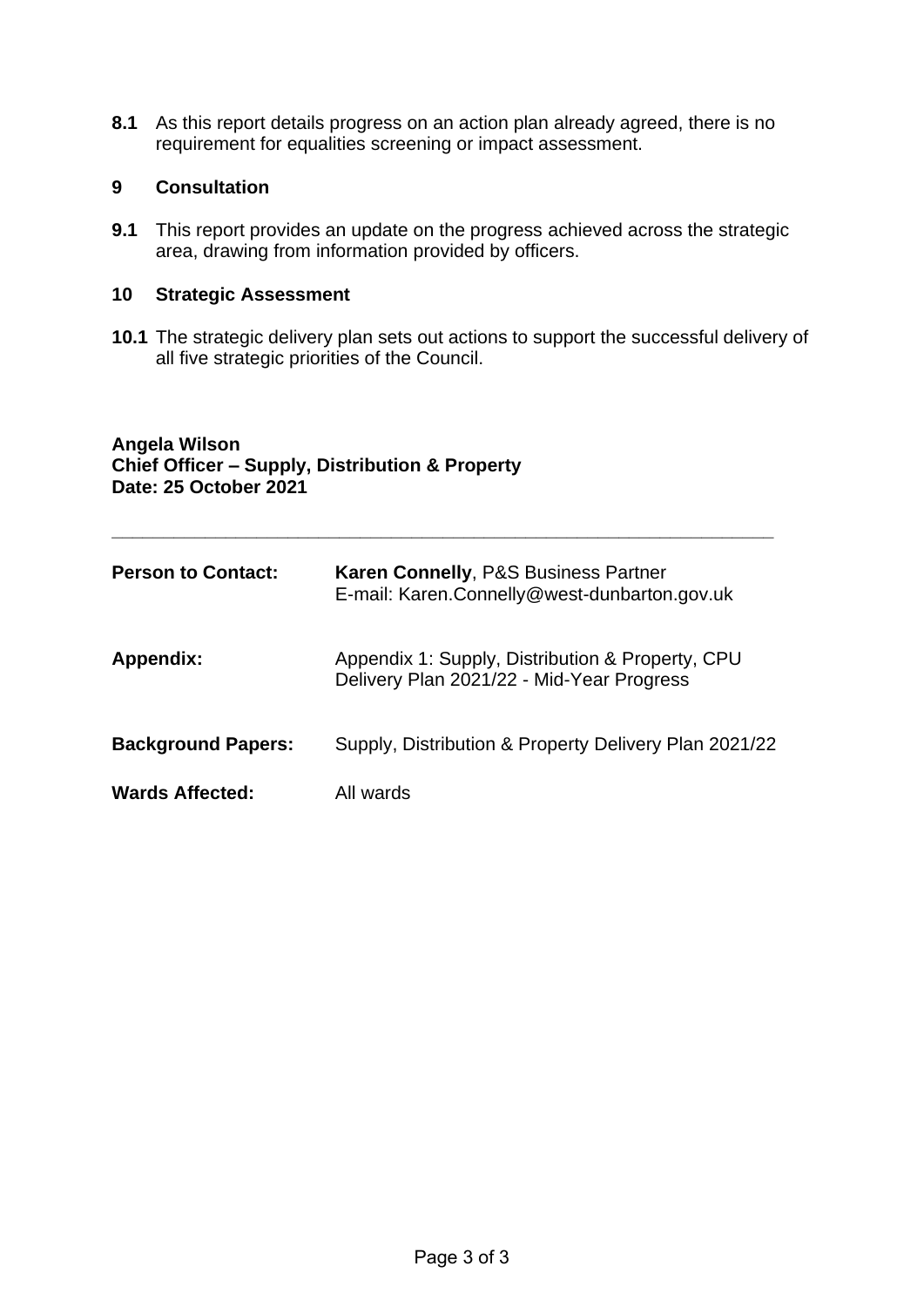**8.1** As this report details progress on an action plan already agreed, there is no requirement for equalities screening or impact assessment.

## 9 Consultation

**9.1** This report provides an update on the progress achieved across the strategic area, drawing from information provided by officers.

## 10 Strategic Assessment

**10.1** The strategic delivery plan sets out actions to support the successful delivery of all five strategic priorities of the Council.

**Angela Wilson**
**Chief Officer – Supply, Distribution & Property**
**Date: 25 October 2021**

---

| | |
|---|---|
| **Person to Contact:** | **Karen Connelly**, P&S Business Partner<br>E-mail: Karen.Connelly@west-dunbarton.gov.uk |
| **Appendix:** | Appendix 1: Supply, Distribution & Property, CPU Delivery Plan 2021/22 - Mid-Year Progress |
| **Background Papers:** | Supply, Distribution & Property Delivery Plan 2021/22 |
| **Wards Affected:** | All wards |